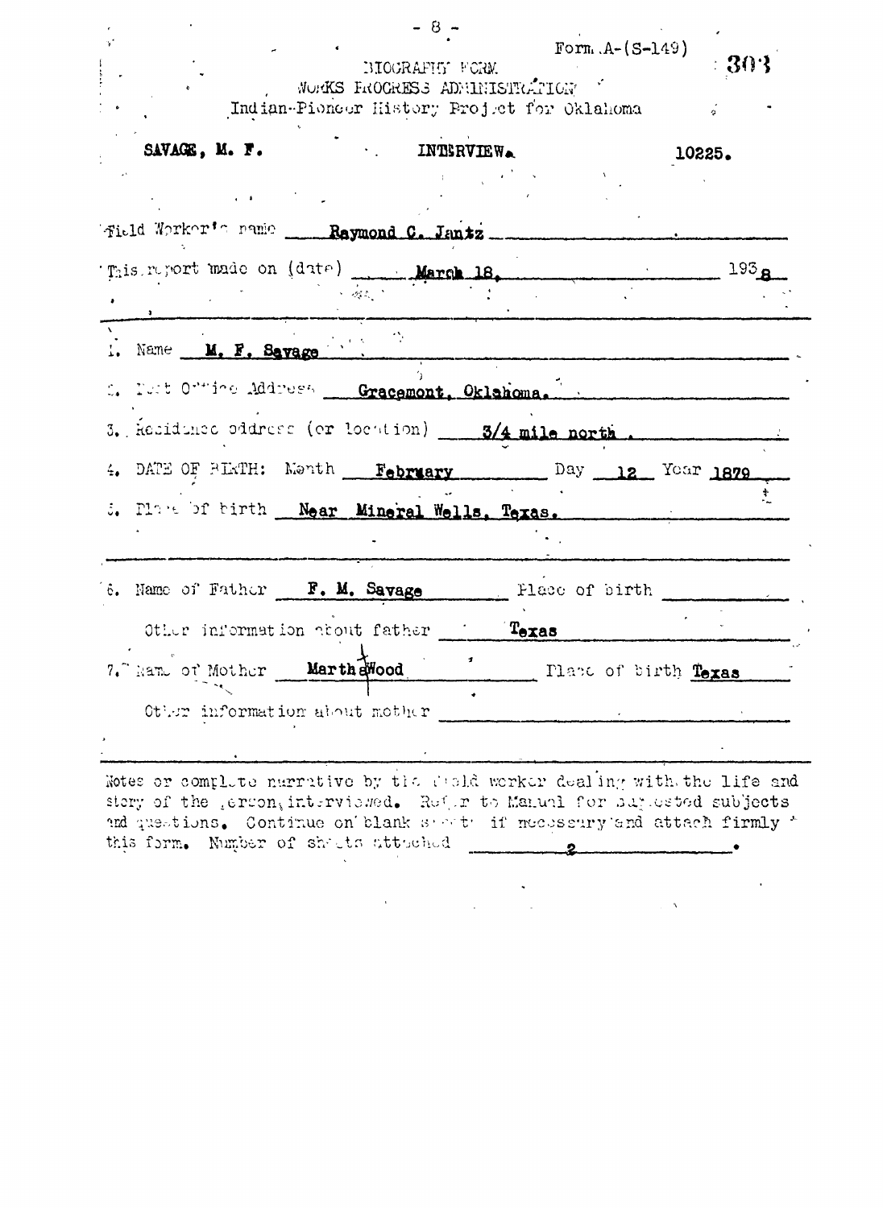Form A-(S-149)

BIOGRAPHY FORM
WORKS PROGRESS ADMINISTRATION
Indian-Pioneer History Project for Oklahoma

SAVAGE, M. F. INTERVIEW. 10225.

Field Worker's name Raymond C. Jantz

This report made on (date) March 18, 1938

1. Name M. F. Savage
2. Post Office Address Gracemont, Oklahoma.
3. Residence address (or location) 3/4 mile north.
4. DATE OF BIRTH: Month February Day 12 Year 1879
5. Place of birth Near Mineral Wells, Texas.

6. Name of Father F. M. Savage Place of birth
 Other information about father Texas
7. Name of Mother Martha Wood Place of birth Texas
 Other information about mother

Notes or complete narrative by the field worker dealing with the life and story of the person interviewed. Refer to Manual for suggested subjects and questions. Continue on blank sheets if necessary and attach firmly to this form. Number of sheets attached 2.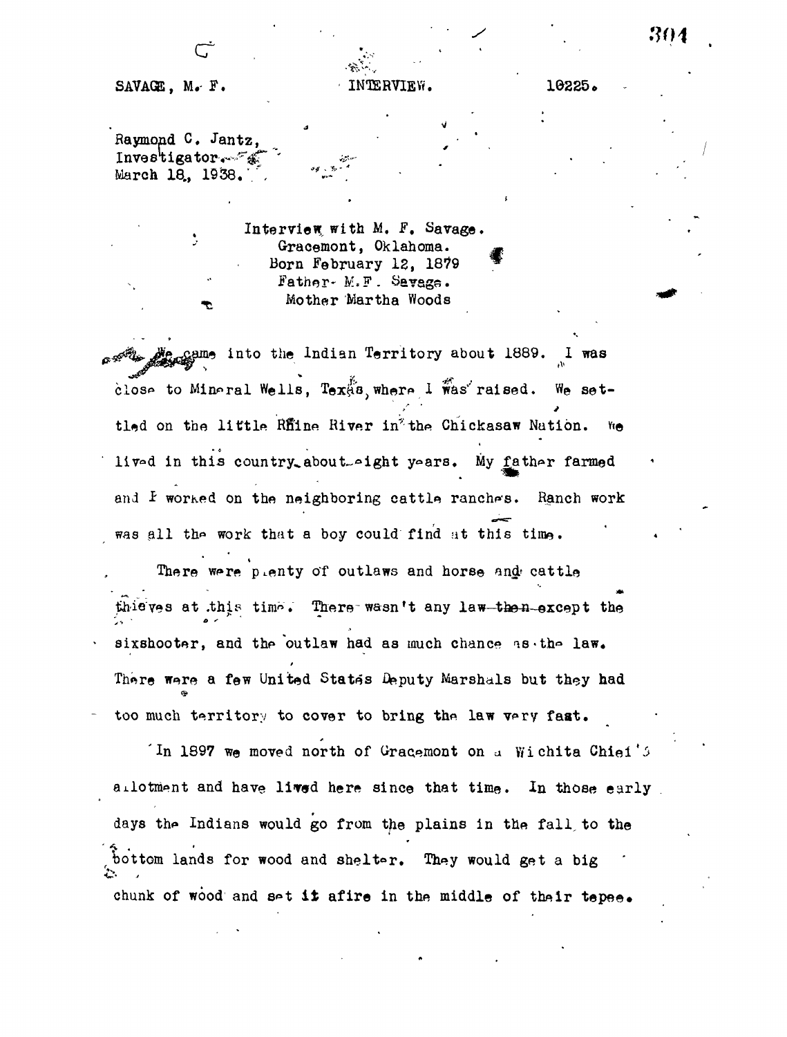SAVAGE, M. F. INTERVIEW. 10225.

Raymond C. Jantz,
Investigator.
March 18, 1938.

Interview with M. F. Savage.
Gracemont, Oklahoma.
Born February 12, 1879
Father- M.F. Savage.
Mother Martha Woods

We came into the Indian Territory about 1889. I was close to Mineral Wells, Texas, where I was raised. We settled on the little Rhine River in the Chickasaw Nation. We lived in this country about eight years. My father farmed and I worked on the neighboring cattle ranches. Ranch work was all the work that a boy could find at this time.

There were plenty of outlaws and horse and cattle thieves at this time. There wasn't any law ~~then~~ except the sixshooter, and the outlaw had as much chance as the law. There were a few United States Deputy Marshals but they had too much territory to cover to bring the law very fast.

In 1897 we moved north of Gracemont on a Wichita Chief's allotment and have lived here since that time. In those early days the Indians would go from the plains in the fall to the bottom lands for wood and shelter. They would get a big chunk of wood and set it afire in the middle of their tepee.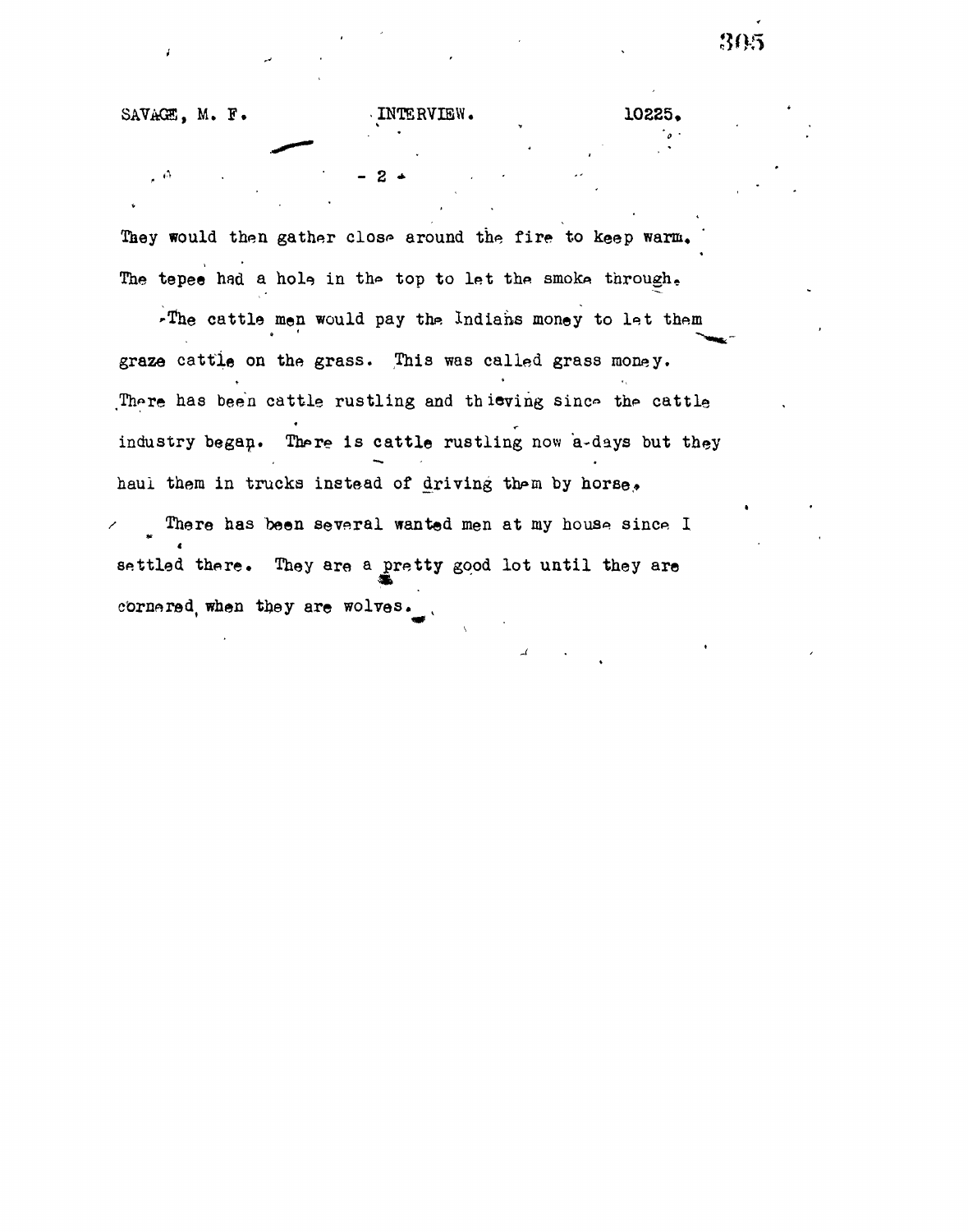They would then gather close around the fire to keep warm. The tepee had a hole in the top to let the smoke through.

The cattle men would pay the Indians money to let them graze cattle on the grass. This was called grass money. There has been cattle rustling and thieving since the cattle industry began. There is cattle rustling now a-days but they haul them in trucks instead of driving them by horse.

There has been several wanted men at my house since I settled there. They are a pretty good lot until they are cornered, when they are wolves.